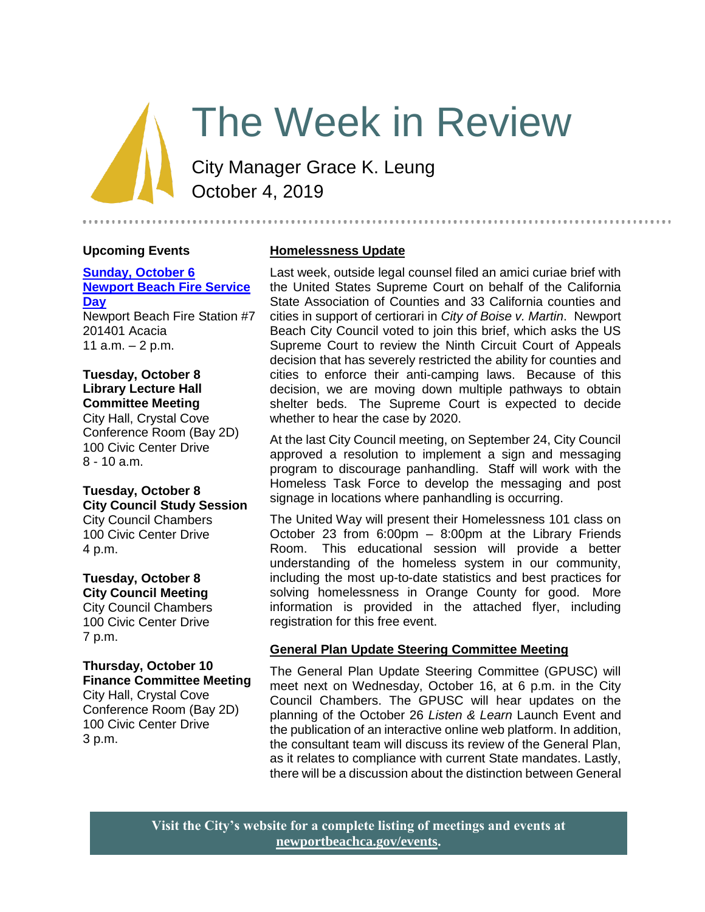# The Week in Review

City Manager Grace K. Leung
October 4, 2019

## Upcoming Events

**[Sunday, October 6](#)**
**[Newport Beach Fire Service Day](#)**
Newport Beach Fire Station #7
201401 Acacia
11 a.m. – 2 p.m.

**Tuesday, October 8**
**Library Lecture Hall Committee Meeting**
City Hall, Crystal Cove Conference Room (Bay 2D)
100 Civic Center Drive
8 - 10 a.m.

**Tuesday, October 8**
**City Council Study Session**
City Council Chambers
100 Civic Center Drive
4 p.m.

**Tuesday, October 8**
**City Council Meeting**
City Council Chambers
100 Civic Center Drive
7 p.m.

**Thursday, October 10**
**Finance Committee Meeting**
City Hall, Crystal Cove Conference Room (Bay 2D)
100 Civic Center Drive
3 p.m.

## Homelessness Update

Last week, outside legal counsel filed an amici curiae brief with the United States Supreme Court on behalf of the California State Association of Counties and 33 California counties and cities in support of certiorari in *City of Boise v. Martin*. Newport Beach City Council voted to join this brief, which asks the US Supreme Court to review the Ninth Circuit Court of Appeals decision that has severely restricted the ability for counties and cities to enforce their anti-camping laws. Because of this decision, we are moving down multiple pathways to obtain shelter beds. The Supreme Court is expected to decide whether to hear the case by 2020.

At the last City Council meeting, on September 24, City Council approved a resolution to implement a sign and messaging program to discourage panhandling. Staff will work with the Homeless Task Force to develop the messaging and post signage in locations where panhandling is occurring.

The United Way will present their Homelessness 101 class on October 23 from 6:00pm – 8:00pm at the Library Friends Room. This educational session will provide a better understanding of the homeless system in our community, including the most up-to-date statistics and best practices for solving homelessness in Orange County for good. More information is provided in the attached flyer, including registration for this free event.

## General Plan Update Steering Committee Meeting

The General Plan Update Steering Committee (GPUSC) will meet next on Wednesday, October 16, at 6 p.m. in the City Council Chambers. The GPUSC will hear updates on the planning of the October 26 *Listen & Learn* Launch Event and the publication of an interactive online web platform. In addition, the consultant team will discuss its review of the General Plan, as it relates to compliance with current State mandates. Lastly, there will be a discussion about the distinction between General

**Visit the City's website for a complete listing of meetings and events at [newportbeachca.gov/events](#).**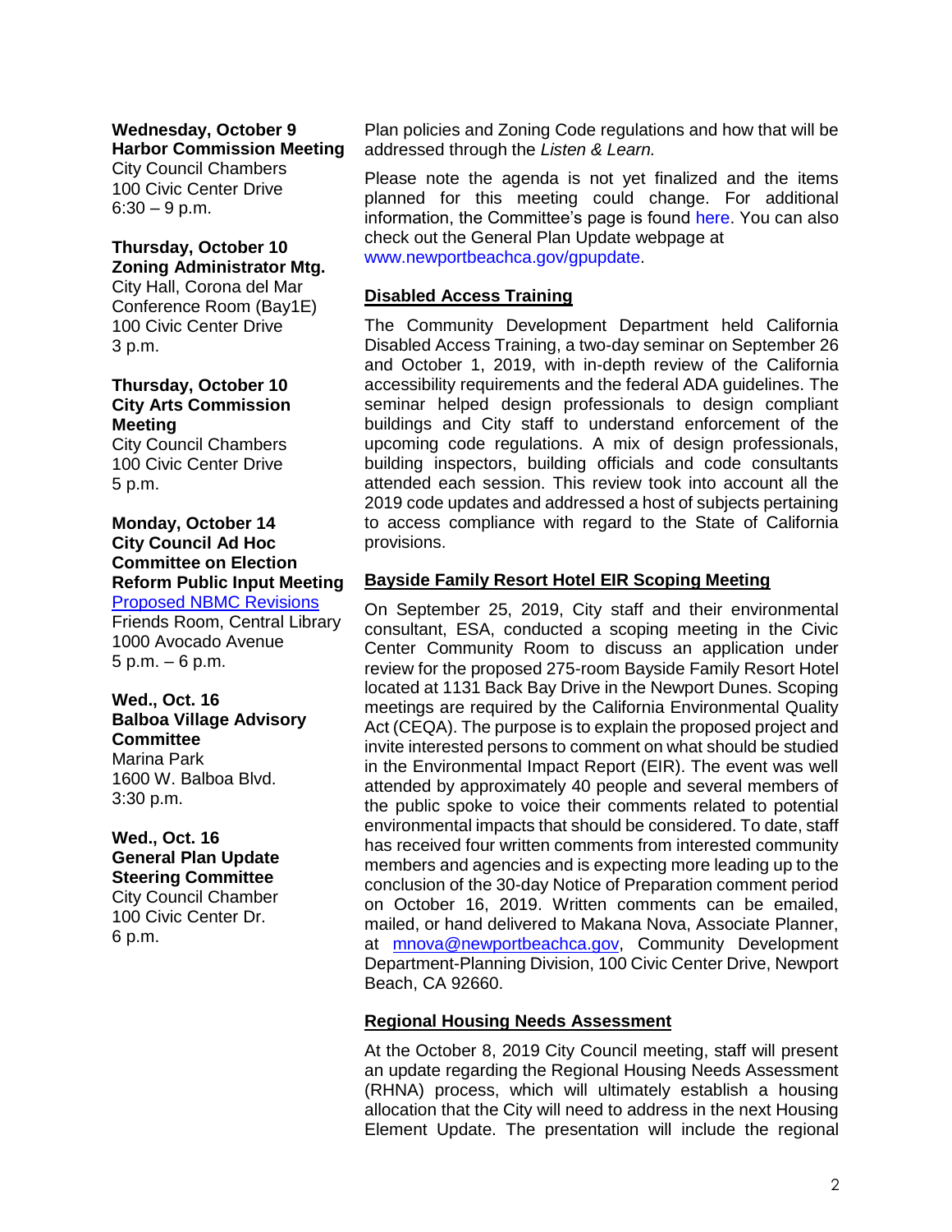**Wednesday, October 9**
**Harbor Commission Meeting**
City Council Chambers
100 Civic Center Drive
6:30 – 9 p.m.

**Thursday, October 10**
**Zoning Administrator Mtg.**
City Hall, Corona del Mar
Conference Room (Bay1E)
100 Civic Center Drive
3 p.m.

**Thursday, October 10**
**City Arts Commission Meeting**
City Council Chambers
100 Civic Center Drive
5 p.m.

**Monday, October 14**
**City Council Ad Hoc Committee on Election Reform Public Input Meeting**
Proposed NBMC Revisions
Friends Room, Central Library
1000 Avocado Avenue
5 p.m. – 6 p.m.

**Wed., Oct. 16**
**Balboa Village Advisory Committee**
Marina Park
1600 W. Balboa Blvd.
3:30 p.m.

**Wed., Oct. 16**
**General Plan Update Steering Committee**
City Council Chamber
100 Civic Center Dr.
6 p.m.

Plan policies and Zoning Code regulations and how that will be addressed through the *Listen & Learn.*

Please note the agenda is not yet finalized and the items planned for this meeting could change. For additional information, the Committee's page is found here. You can also check out the General Plan Update webpage at www.newportbeachca.gov/gpupdate.

## Disabled Access Training

The Community Development Department held California Disabled Access Training, a two-day seminar on September 26 and October 1, 2019, with in-depth review of the California accessibility requirements and the federal ADA guidelines. The seminar helped design professionals to design compliant buildings and City staff to understand enforcement of the upcoming code regulations. A mix of design professionals, building inspectors, building officials and code consultants attended each session. This review took into account all the 2019 code updates and addressed a host of subjects pertaining to access compliance with regard to the State of California provisions.

## Bayside Family Resort Hotel EIR Scoping Meeting

On September 25, 2019, City staff and their environmental consultant, ESA, conducted a scoping meeting in the Civic Center Community Room to discuss an application under review for the proposed 275-room Bayside Family Resort Hotel located at 1131 Back Bay Drive in the Newport Dunes. Scoping meetings are required by the California Environmental Quality Act (CEQA). The purpose is to explain the proposed project and invite interested persons to comment on what should be studied in the Environmental Impact Report (EIR). The event was well attended by approximately 40 people and several members of the public spoke to voice their comments related to potential environmental impacts that should be considered. To date, staff has received four written comments from interested community members and agencies and is expecting more leading up to the conclusion of the 30-day Notice of Preparation comment period on October 16, 2019. Written comments can be emailed, mailed, or hand delivered to Makana Nova, Associate Planner, at mnova@newportbeachca.gov, Community Development Department-Planning Division, 100 Civic Center Drive, Newport Beach, CA 92660.

## Regional Housing Needs Assessment

At the October 8, 2019 City Council meeting, staff will present an update regarding the Regional Housing Needs Assessment (RHNA) process, which will ultimately establish a housing allocation that the City will need to address in the next Housing Element Update. The presentation will include the regional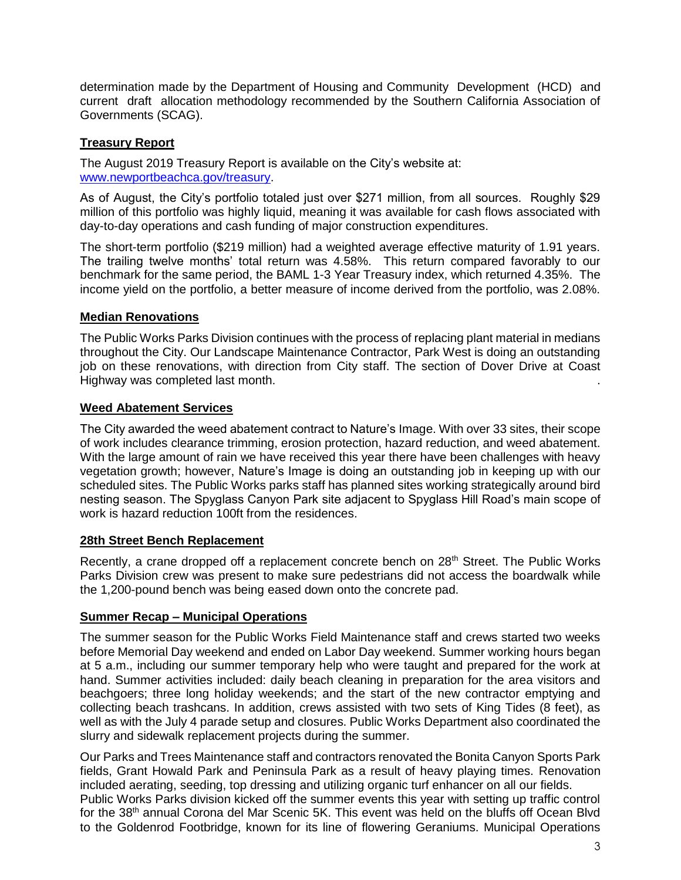determination made by the Department of Housing and Community Development (HCD) and current draft allocation methodology recommended by the Southern California Association of Governments (SCAG).

**Treasury Report**

The August 2019 Treasury Report is available on the City's website at: www.newportbeachca.gov/treasury.

As of August, the City's portfolio totaled just over $271 million, from all sources. Roughly $29 million of this portfolio was highly liquid, meaning it was available for cash flows associated with day-to-day operations and cash funding of major construction expenditures.

The short-term portfolio ($219 million) had a weighted average effective maturity of 1.91 years. The trailing twelve months' total return was 4.58%. This return compared favorably to our benchmark for the same period, the BAML 1-3 Year Treasury index, which returned 4.35%. The income yield on the portfolio, a better measure of income derived from the portfolio, was 2.08%.

**Median Renovations**

The Public Works Parks Division continues with the process of replacing plant material in medians throughout the City. Our Landscape Maintenance Contractor, Park West is doing an outstanding job on these renovations, with direction from City staff. The section of Dover Drive at Coast Highway was completed last month.

**Weed Abatement Services**

The City awarded the weed abatement contract to Nature's Image. With over 33 sites, their scope of work includes clearance trimming, erosion protection, hazard reduction, and weed abatement. With the large amount of rain we have received this year there have been challenges with heavy vegetation growth; however, Nature's Image is doing an outstanding job in keeping up with our scheduled sites. The Public Works parks staff has planned sites working strategically around bird nesting season. The Spyglass Canyon Park site adjacent to Spyglass Hill Road's main scope of work is hazard reduction 100ft from the residences.

**28th Street Bench Replacement**

Recently, a crane dropped off a replacement concrete bench on 28th Street. The Public Works Parks Division crew was present to make sure pedestrians did not access the boardwalk while the 1,200-pound bench was being eased down onto the concrete pad.

**Summer Recap – Municipal Operations**

The summer season for the Public Works Field Maintenance staff and crews started two weeks before Memorial Day weekend and ended on Labor Day weekend. Summer working hours began at 5 a.m., including our summer temporary help who were taught and prepared for the work at hand. Summer activities included: daily beach cleaning in preparation for the area visitors and beachgoers; three long holiday weekends; and the start of the new contractor emptying and collecting beach trashcans. In addition, crews assisted with two sets of King Tides (8 feet), as well as with the July 4 parade setup and closures. Public Works Department also coordinated the slurry and sidewalk replacement projects during the summer.

Our Parks and Trees Maintenance staff and contractors renovated the Bonita Canyon Sports Park fields, Grant Howald Park and Peninsula Park as a result of heavy playing times. Renovation included aerating, seeding, top dressing and utilizing organic turf enhancer on all our fields.
Public Works Parks division kicked off the summer events this year with setting up traffic control for the 38th annual Corona del Mar Scenic 5K. This event was held on the bluffs off Ocean Blvd to the Goldenrod Footbridge, known for its line of flowering Geraniums. Municipal Operations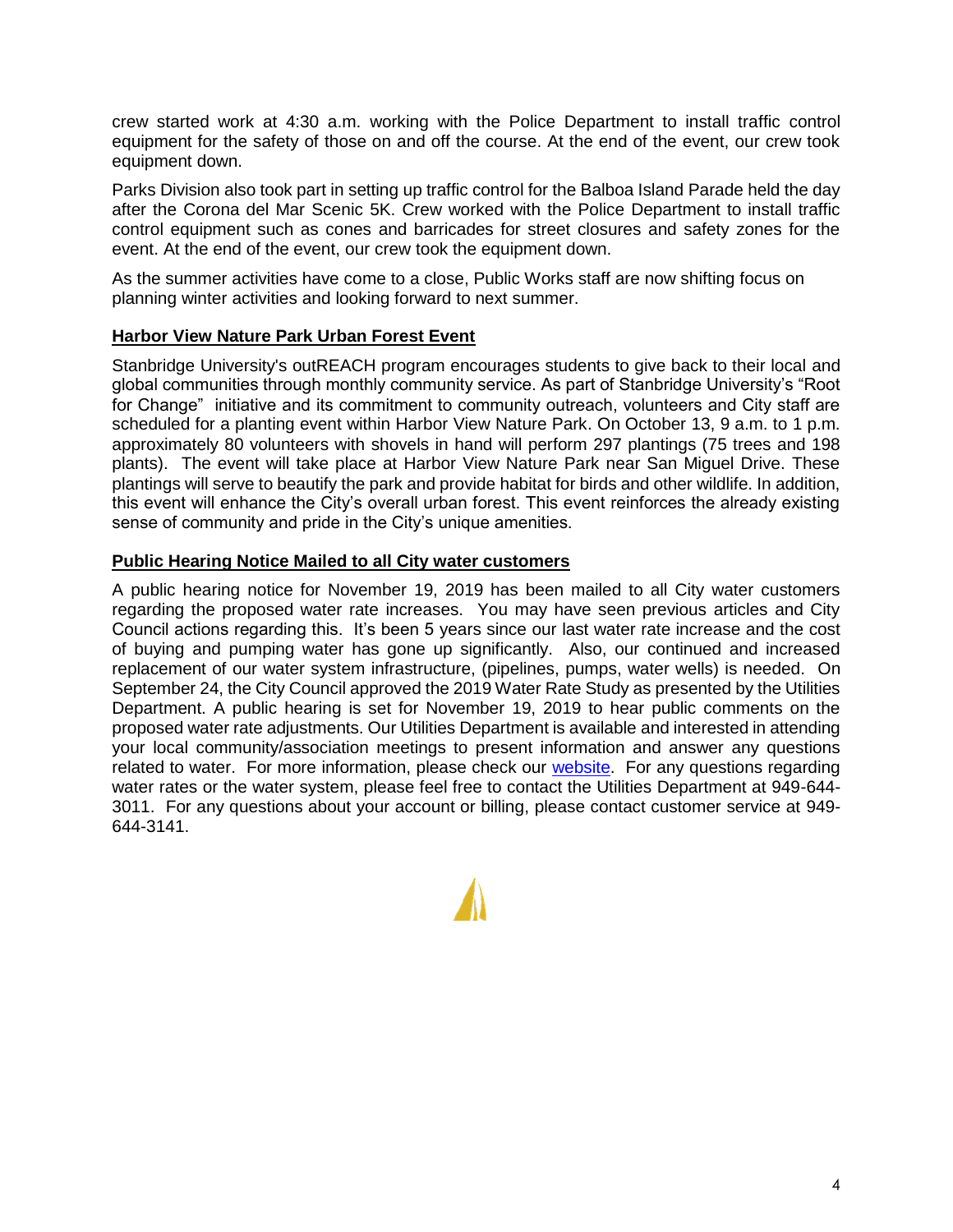crew started work at 4:30 a.m. working with the Police Department to install traffic control equipment for the safety of those on and off the course. At the end of the event, our crew took equipment down.

Parks Division also took part in setting up traffic control for the Balboa Island Parade held the day after the Corona del Mar Scenic 5K. Crew worked with the Police Department to install traffic control equipment such as cones and barricades for street closures and safety zones for the event. At the end of the event, our crew took the equipment down.

As the summer activities have come to a close, Public Works staff are now shifting focus on planning winter activities and looking forward to next summer.

**Harbor View Nature Park Urban Forest Event**

Stanbridge University's outREACH program encourages students to give back to their local and global communities through monthly community service. As part of Stanbridge University's "Root for Change" initiative and its commitment to community outreach, volunteers and City staff are scheduled for a planting event within Harbor View Nature Park. On October 13, 9 a.m. to 1 p.m. approximately 80 volunteers with shovels in hand will perform 297 plantings (75 trees and 198 plants). The event will take place at Harbor View Nature Park near San Miguel Drive. These plantings will serve to beautify the park and provide habitat for birds and other wildlife. In addition, this event will enhance the City's overall urban forest. This event reinforces the already existing sense of community and pride in the City's unique amenities.

**Public Hearing Notice Mailed to all City water customers**

A public hearing notice for November 19, 2019 has been mailed to all City water customers regarding the proposed water rate increases. You may have seen previous articles and City Council actions regarding this. It's been 5 years since our last water rate increase and the cost of buying and pumping water has gone up significantly. Also, our continued and increased replacement of our water system infrastructure, (pipelines, pumps, water wells) is needed. On September 24, the City Council approved the 2019 Water Rate Study as presented by the Utilities Department. A public hearing is set for November 19, 2019 to hear public comments on the proposed water rate adjustments. Our Utilities Department is available and interested in attending your local community/association meetings to present information and answer any questions related to water. For more information, please check our website. For any questions regarding water rates or the water system, please feel free to contact the Utilities Department at 949-644-3011. For any questions about your account or billing, please contact customer service at 949-644-3141.